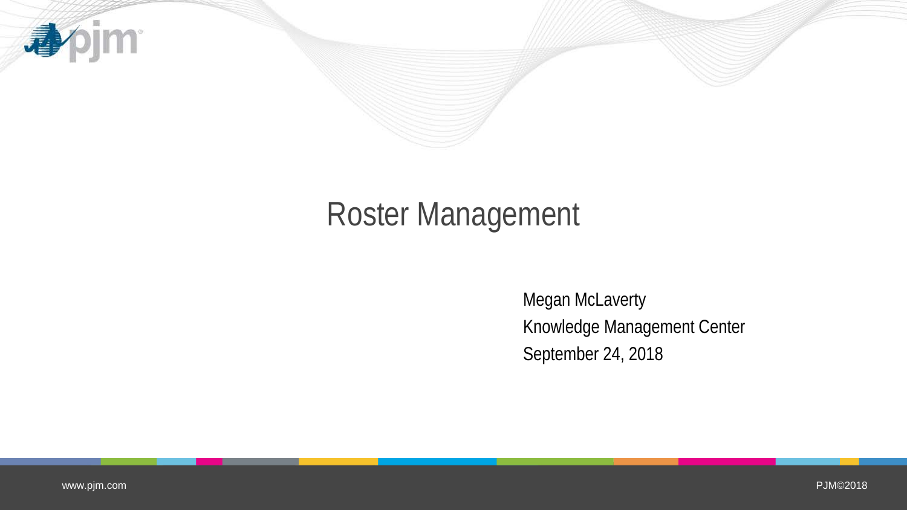# Roster Management

Megan McLaverty

Knowledge Management Center

September 24, 2018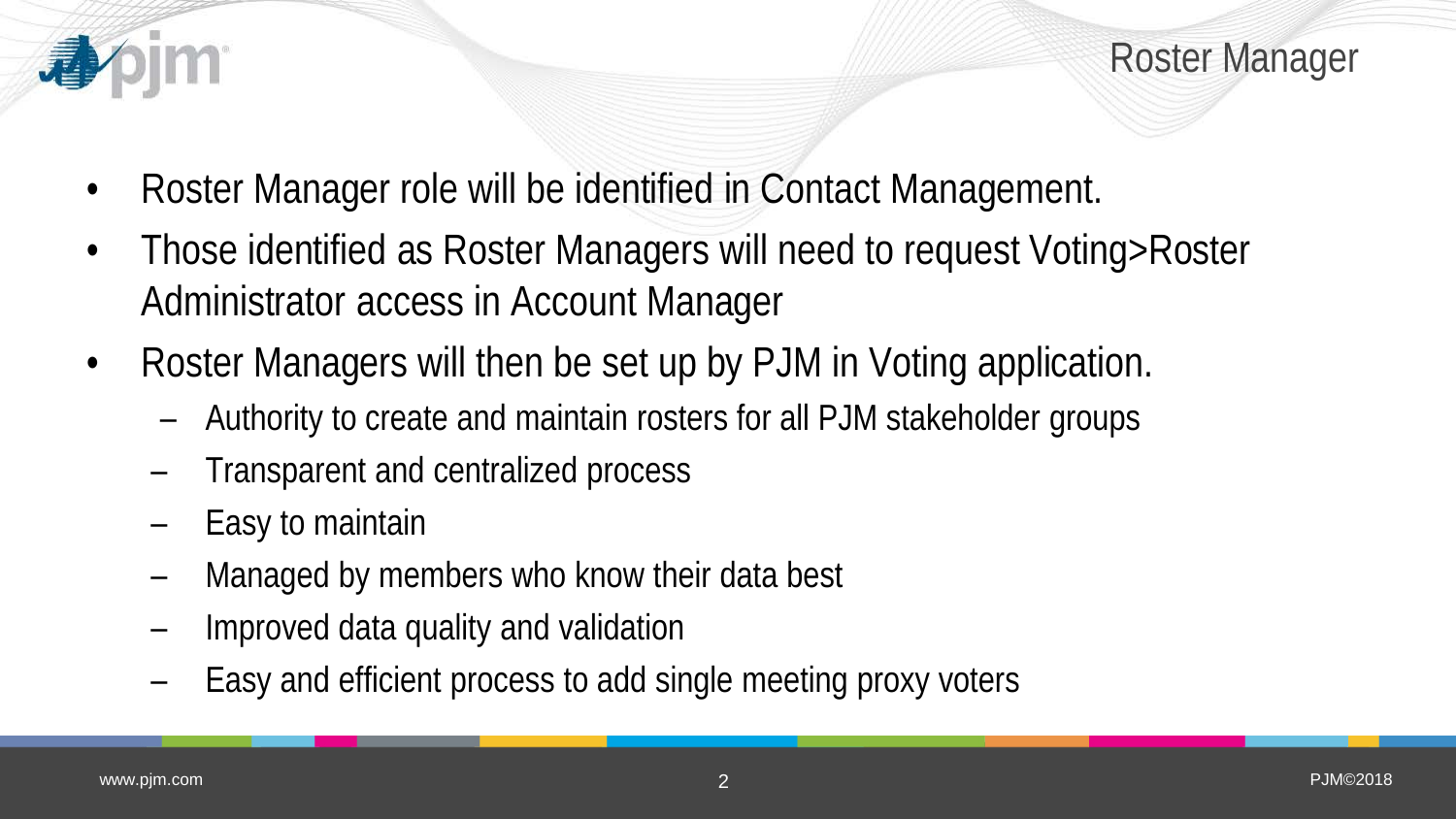# Roster Manager

- Roster Manager role will be identified in Contact Management.
- Those identified as Roster Managers will need to request Voting>Roster Administrator access in Account Manager
- Roster Managers will then be set up by PJM in Voting application.
  - Authority to create and maintain rosters for all PJM stakeholder groups
  - Transparent and centralized process
  - Easy to maintain
  - Managed by members who know their data best
  - Improved data quality and validation
  - Easy and efficient process to add single meeting proxy voters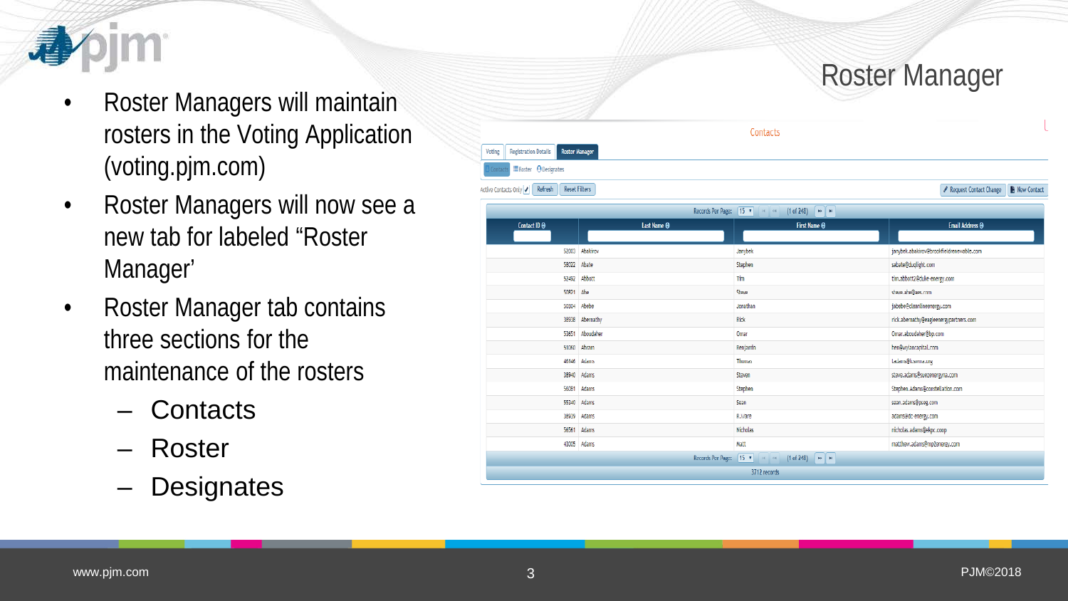# Roster Manager

- Roster Managers will maintain rosters in the Voting Application (voting.pjm.com)
- Roster Managers will now see a new tab for labeled "Roster Manager'
- Roster Manager tab contains three sections for the maintenance of the rosters
  - Contacts
  - Roster
  - Designates

Contacts

Voting | Registration Details | Roster Manager

Contacts | Roster | Designates

Active Contacts Only | Refresh | Reset Filters | Request Contact Change | New Contact

Records Per Page: 15 (1 of 248)

| Contact ID | Last Name | First Name | Email Address |
|---|---|---|---|
| 52003 | Abakirov | Janybek | janybek.abakirov@brookfieldrenewable.com |
| 58022 | Abate | Stephen | sabate@duqlight.com |
| 52492 | Abbott | Tim | tim.abbott2@duke-energy.com |
| 50801 | Abe | Steve | steve.abe@aes.com |
| 50304 | Abebe | Jonathan | jabebe@cleanlineenergy.com |
| 38938 | Abernathy | Rick | rick.abernathy@eagleenergypartners.com |
| 53651 | Aboudaher | Omar | Omar.aboudaher@bp.com |
| 51060 | Abram | Benjamin | ben@wylancapital.com |
| 46146 | Adams | Thomas | tadams@ksame.org |
| 38940 | Adams | Steven | steve.adams@suezenergyna.com |
| 56081 | Adams | Stephen | Stephen.Adams@constellation.com |
| 55340 | Adams | Sean | sean.adams@pseg.com |
| 38939 | Adams | R.Ware | adams@dc-energy.com |
| 56561 | Adams | Nicholas | nicholas.adams@ekpc.coop |
| 43005 | Adams | Matt | matthew.adams@mp2energy.com |

Records Per Page: 15 (1 of 248)

3712 records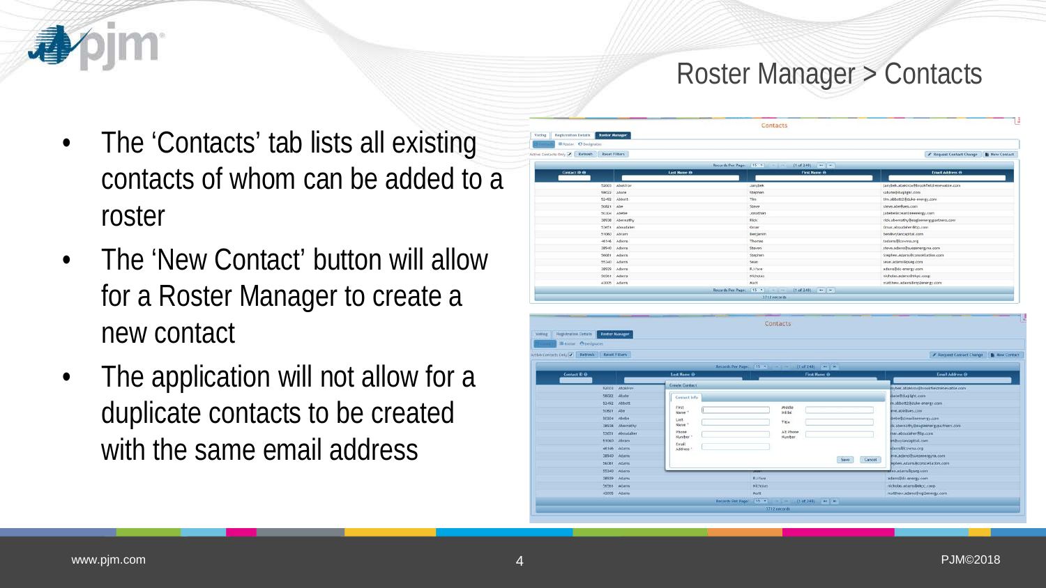# Roster Manager > Contacts

- The 'Contacts' tab lists all existing contacts of whom can be added to a roster
- The 'New Contact' button will allow for a Roster Manager to create a new contact
- The application will not allow for a duplicate contacts to be created with the same email address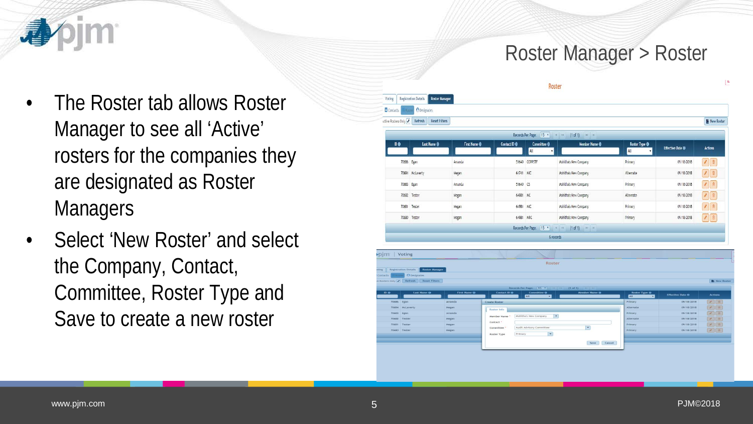# Roster Manager > Roster

- The Roster tab allows Roster Manager to see all 'Active' rosters for the companies they are designated as Roster Managers
- Select 'New Roster' and select the Company, Contact, Committee, Roster Type and Save to create a new roster

Roster

Voting | Registration Details | Roster Manager

Contacts | Roster | Designates

Active Rosters Only | Refresh | Reset Filters | New Roster

Records Per Page: 15 (1 of 1)

| ID | Last Name | First Name | Contact ID | Committee | Member Name | Roster Type | Effective Date | Actions |
|---|---|---|---|---|---|---|---|---|
| 70686 | Egan | Amanda | 51640 | CCRPSTF | Mohiths New Company | Primary | 09/18/2018 | |
| 70684 | McLaverty | Megan | 64741 | MIC | Mohiths New Company | Alternate | 09/18/2018 | |
| 70683 | Egan | Amanda | 51640 | CS | Mohiths New Company | Primary | 09/18/2018 | |
| 70682 | Tester | Megan | 64981 | MC | Mohiths New Company | Alternate | 09/18/2018 | |
| 70681 | Tester | Megan | 64981 | MIC | Mohiths New Company | Primary | 09/18/2018 | |
| 70680 | Tester | Megan | 64981 | MRC | Mohiths New Company | Primary | 09/18/2018 | |

Records Per Page: 15 (1 of 1)

6 records

Create Roster

Roster Info

Member Name *: Mohiths New Company

Contact *:

Committee *: Audit Advisory Committee

Roster Type: Primary

Save | Cancel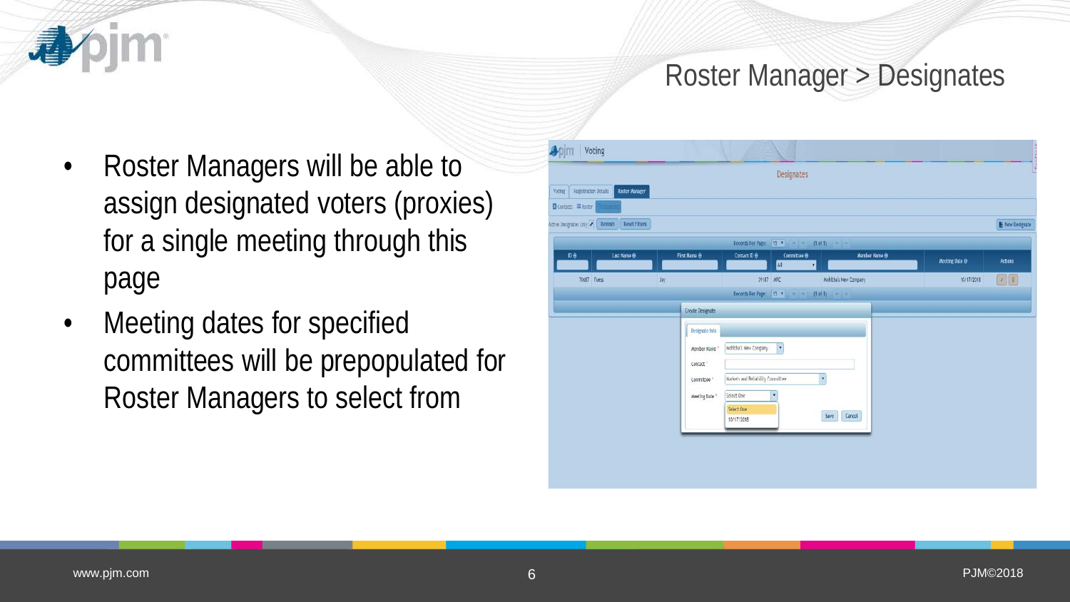# Roster Manager > Designates

- Roster Managers will be able to assign designated voters (proxies) for a single meeting through this page
- Meeting dates for specified committees will be prepopulated for Roster Managers to select from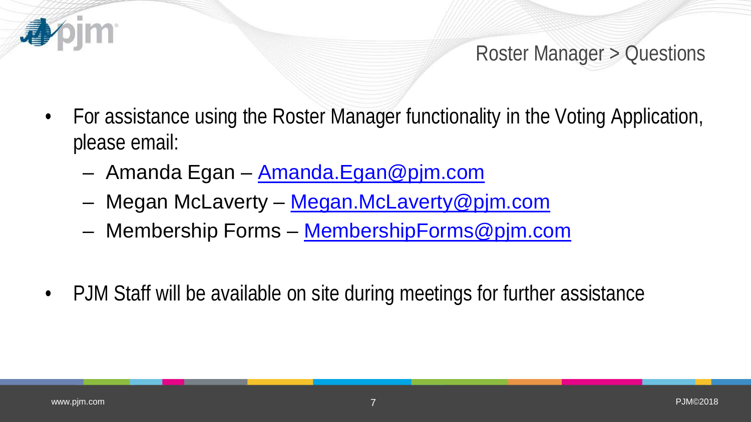## Roster Manager > Questions

- For assistance using the Roster Manager functionality in the Voting Application, please email:
  - Amanda Egan – Amanda.Egan@pjm.com
  - Megan McLaverty – Megan.McLaverty@pjm.com
  - Membership Forms – MembershipForms@pjm.com

- PJM Staff will be available on site during meetings for further assistance